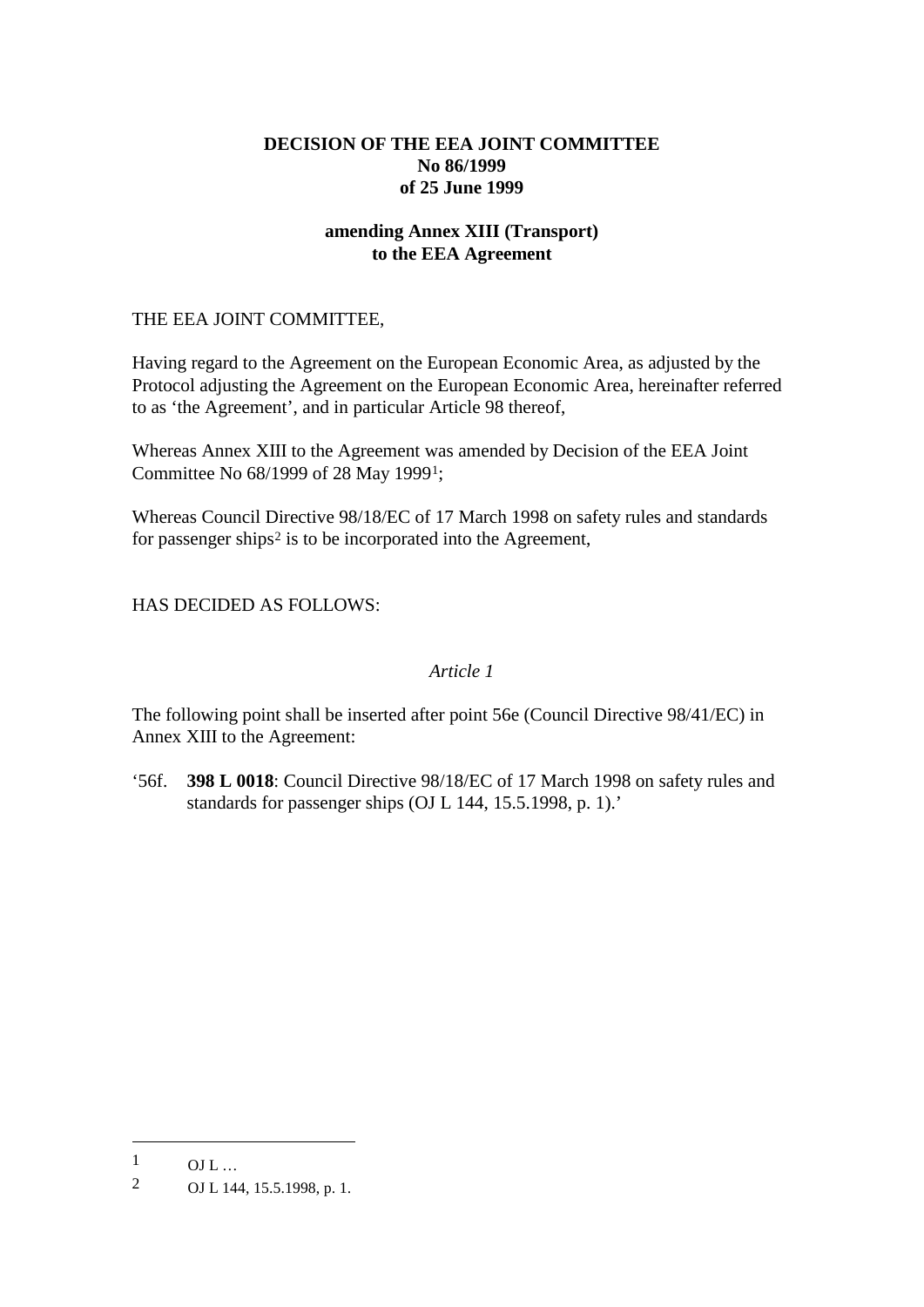**DECISION OF THE EEA JOINT COMMITTEE**
**No 86/1999**
**of 25 June 1999**

**amending Annex XIII (Transport)**
**to the EEA Agreement**

THE EEA JOINT COMMITTEE,

Having regard to the Agreement on the European Economic Area, as adjusted by the Protocol adjusting the Agreement on the European Economic Area, hereinafter referred to as 'the Agreement', and in particular Article 98 thereof,

Whereas Annex XIII to the Agreement was amended by Decision of the EEA Joint Committee No 68/1999 of 28 May 1999[1];

Whereas Council Directive 98/18/EC of 17 March 1998 on safety rules and standards for passenger ships[2] is to be incorporated into the Agreement,

HAS DECIDED AS FOLLOWS:

*Article 1*

The following point shall be inserted after point 56e (Council Directive 98/41/EC) in Annex XIII to the Agreement:

'56f. **398 L 0018**: Council Directive 98/18/EC of 17 March 1998 on safety rules and standards for passenger ships (OJ L 144, 15.5.1998, p. 1).'

---

[1] OJ L …

[2] OJ L 144, 15.5.1998, p. 1.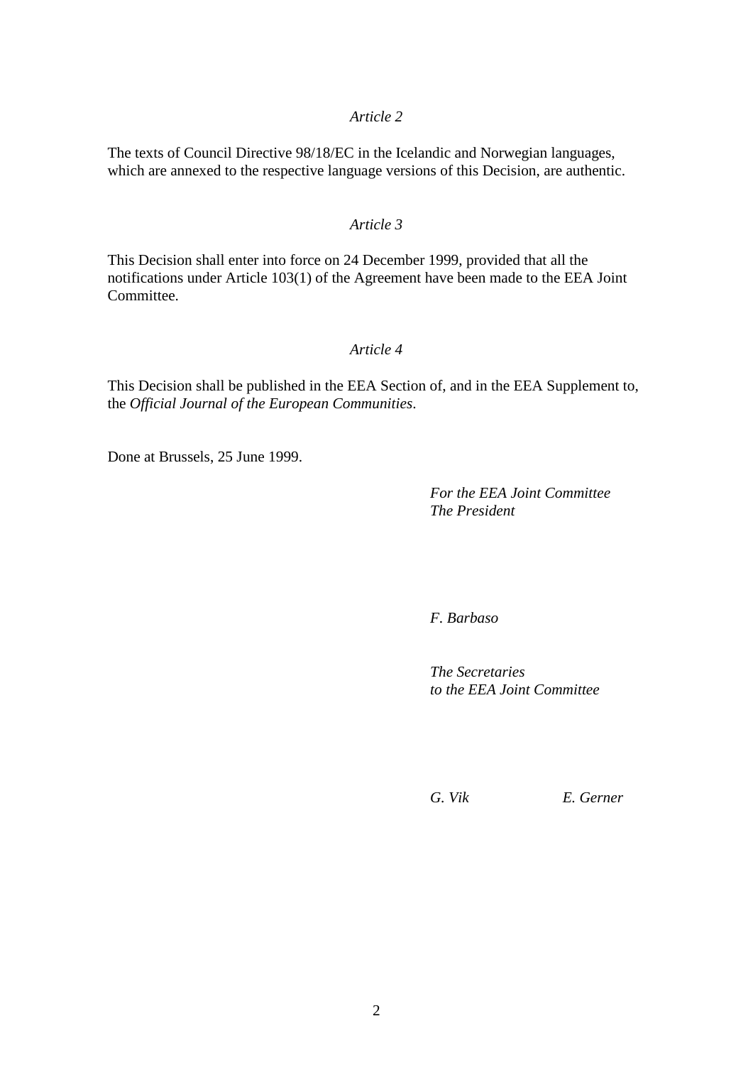*Article 2*

The texts of Council Directive 98/18/EC in the Icelandic and Norwegian languages, which are annexed to the respective language versions of this Decision, are authentic.

*Article 3*

This Decision shall enter into force on 24 December 1999, provided that all the notifications under Article 103(1) of the Agreement have been made to the EEA Joint Committee.

*Article 4*

This Decision shall be published in the EEA Section of, and in the EEA Supplement to, the *Official Journal of the European Communities*.

Done at Brussels, 25 June 1999.

*For the EEA Joint Committee*
*The President*

*F. Barbaso*

*The Secretaries*
*to the EEA Joint Committee*

*G. Vik* *E. Gerner*